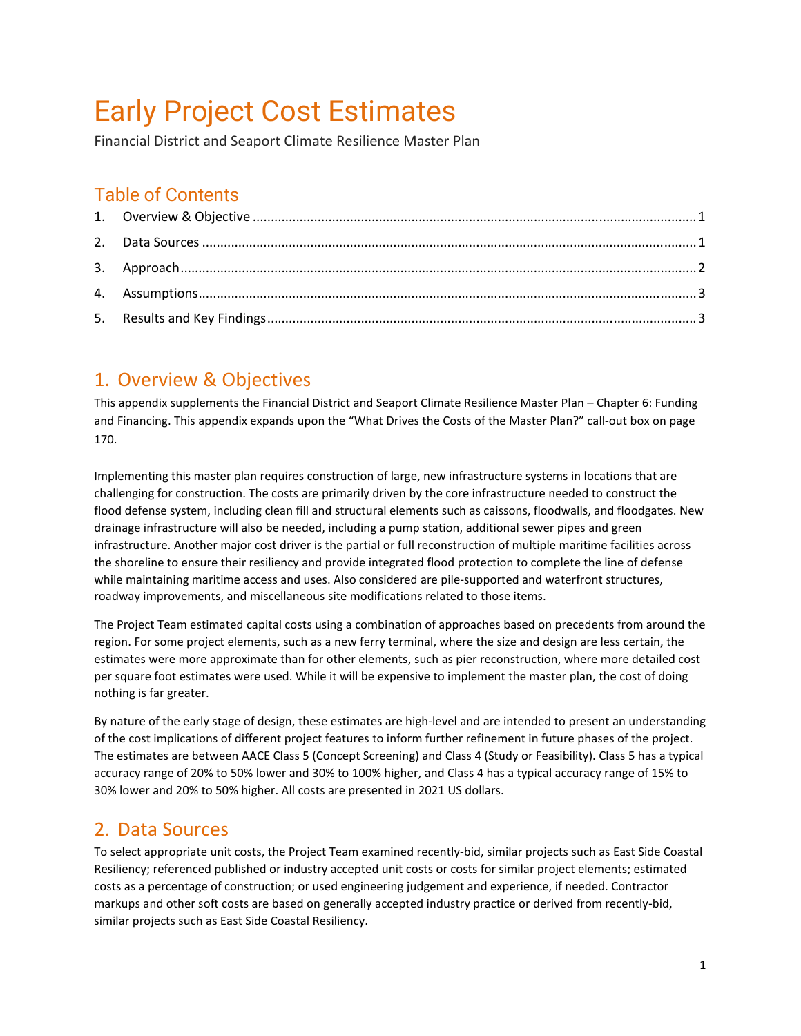# Early Project Cost Estimates

Financial District and Seaport Climate Resilience Master Plan

## Table of Contents

1. Overview & Objective ........................................................................................................................ 1
2. Data Sources ...................................................................................................................................... 1
3. Approach............................................................................................................................................ 2
4. Assumptions....................................................................................................................................... 3
5. Results and Key Findings ................................................................................................................... 3

## 1. Overview & Objectives

This appendix supplements the Financial District and Seaport Climate Resilience Master Plan – Chapter 6: Funding and Financing. This appendix expands upon the "What Drives the Costs of the Master Plan?" call-out box on page 170.

Implementing this master plan requires construction of large, new infrastructure systems in locations that are challenging for construction. The costs are primarily driven by the core infrastructure needed to construct the flood defense system, including clean fill and structural elements such as caissons, floodwalls, and floodgates. New drainage infrastructure will also be needed, including a pump station, additional sewer pipes and green infrastructure. Another major cost driver is the partial or full reconstruction of multiple maritime facilities across the shoreline to ensure their resiliency and provide integrated flood protection to complete the line of defense while maintaining maritime access and uses. Also considered are pile-supported and waterfront structures, roadway improvements, and miscellaneous site modifications related to those items.

The Project Team estimated capital costs using a combination of approaches based on precedents from around the region. For some project elements, such as a new ferry terminal, where the size and design are less certain, the estimates were more approximate than for other elements, such as pier reconstruction, where more detailed cost per square foot estimates were used. While it will be expensive to implement the master plan, the cost of doing nothing is far greater.

By nature of the early stage of design, these estimates are high-level and are intended to present an understanding of the cost implications of different project features to inform further refinement in future phases of the project. The estimates are between AACE Class 5 (Concept Screening) and Class 4 (Study or Feasibility). Class 5 has a typical accuracy range of 20% to 50% lower and 30% to 100% higher, and Class 4 has a typical accuracy range of 15% to 30% lower and 20% to 50% higher. All costs are presented in 2021 US dollars.

## 2. Data Sources

To select appropriate unit costs, the Project Team examined recently-bid, similar projects such as East Side Coastal Resiliency; referenced published or industry accepted unit costs or costs for similar project elements; estimated costs as a percentage of construction; or used engineering judgement and experience, if needed. Contractor markups and other soft costs are based on generally accepted industry practice or derived from recently-bid, similar projects such as East Side Coastal Resiliency.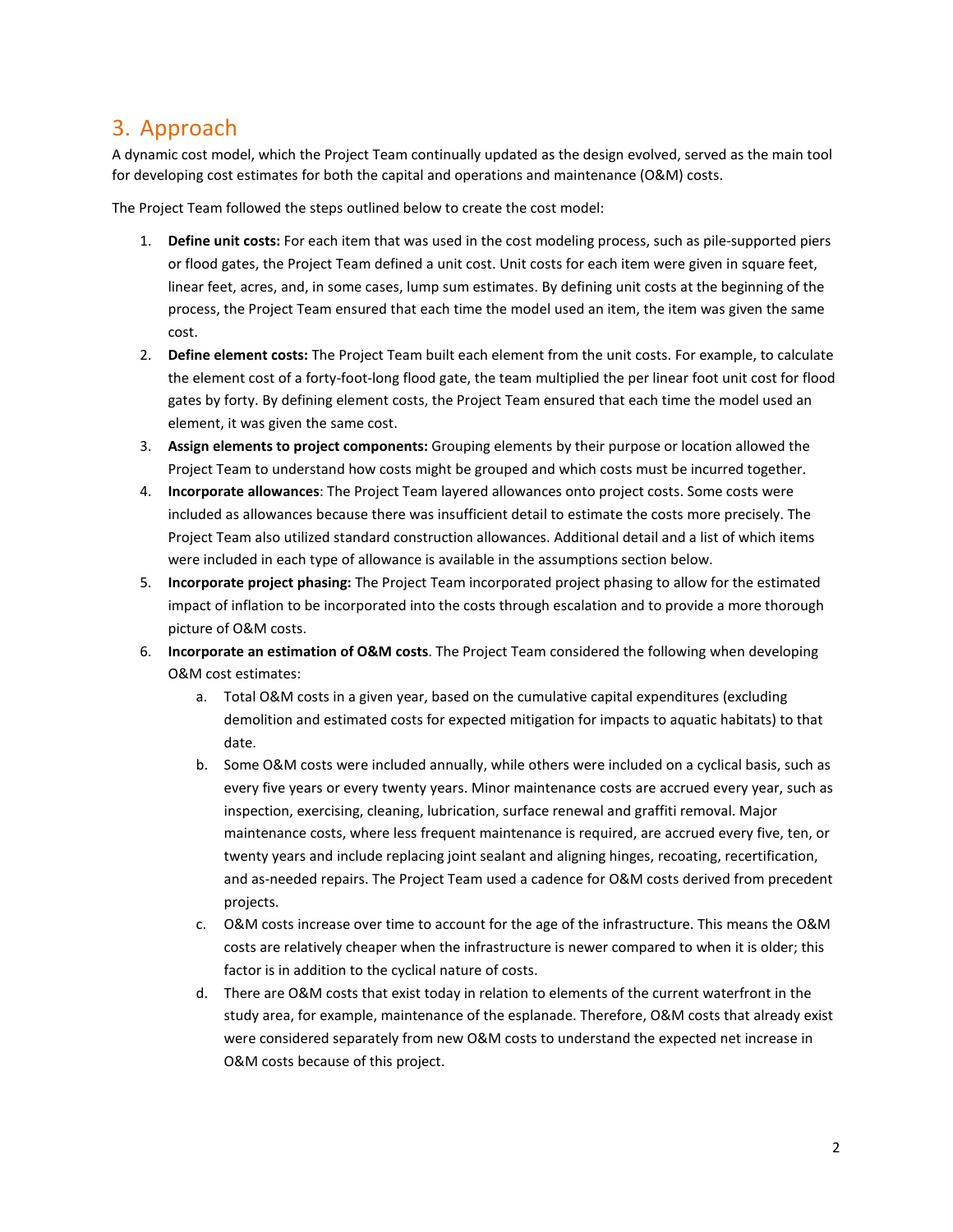## 3. Approach

A dynamic cost model, which the Project Team continually updated as the design evolved, served as the main tool for developing cost estimates for both the capital and operations and maintenance (O&M) costs.

The Project Team followed the steps outlined below to create the cost model:

1. **Define unit costs:** For each item that was used in the cost modeling process, such as pile-supported piers or flood gates, the Project Team defined a unit cost. Unit costs for each item were given in square feet, linear feet, acres, and, in some cases, lump sum estimates. By defining unit costs at the beginning of the process, the Project Team ensured that each time the model used an item, the item was given the same cost.
2. **Define element costs:** The Project Team built each element from the unit costs. For example, to calculate the element cost of a forty-foot-long flood gate, the team multiplied the per linear foot unit cost for flood gates by forty. By defining element costs, the Project Team ensured that each time the model used an element, it was given the same cost.
3. **Assign elements to project components:** Grouping elements by their purpose or location allowed the Project Team to understand how costs might be grouped and which costs must be incurred together.
4. **Incorporate allowances**: The Project Team layered allowances onto project costs. Some costs were included as allowances because there was insufficient detail to estimate the costs more precisely. The Project Team also utilized standard construction allowances. Additional detail and a list of which items were included in each type of allowance is available in the assumptions section below.
5. **Incorporate project phasing:** The Project Team incorporated project phasing to allow for the estimated impact of inflation to be incorporated into the costs through escalation and to provide a more thorough picture of O&M costs.
6. **Incorporate an estimation of O&M costs**. The Project Team considered the following when developing O&M cost estimates:
   a. Total O&M costs in a given year, based on the cumulative capital expenditures (excluding demolition and estimated costs for expected mitigation for impacts to aquatic habitats) to that date.
   b. Some O&M costs were included annually, while others were included on a cyclical basis, such as every five years or every twenty years. Minor maintenance costs are accrued every year, such as inspection, exercising, cleaning, lubrication, surface renewal and graffiti removal. Major maintenance costs, where less frequent maintenance is required, are accrued every five, ten, or twenty years and include replacing joint sealant and aligning hinges, recoating, recertification, and as-needed repairs. The Project Team used a cadence for O&M costs derived from precedent projects.
   c. O&M costs increase over time to account for the age of the infrastructure. This means the O&M costs are relatively cheaper when the infrastructure is newer compared to when it is older; this factor is in addition to the cyclical nature of costs.
   d. There are O&M costs that exist today in relation to elements of the current waterfront in the study area, for example, maintenance of the esplanade. Therefore, O&M costs that already exist were considered separately from new O&M costs to understand the expected net increase in O&M costs because of this project.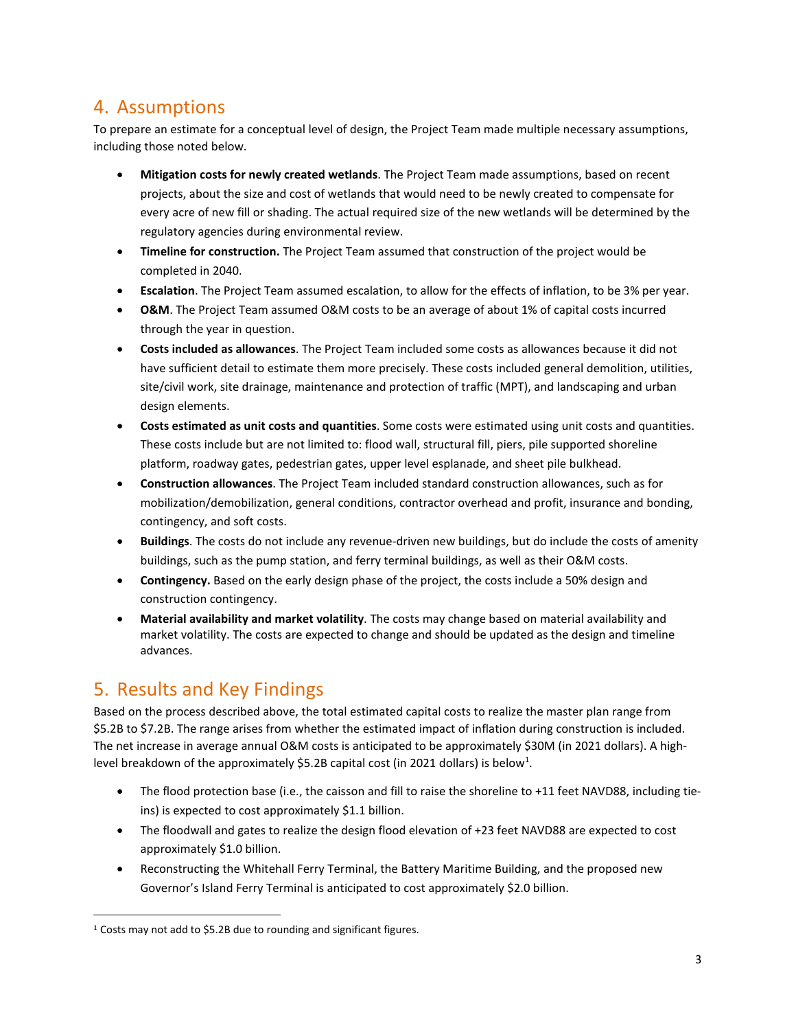## 4. Assumptions

To prepare an estimate for a conceptual level of design, the Project Team made multiple necessary assumptions, including those noted below.

- **Mitigation costs for newly created wetlands**. The Project Team made assumptions, based on recent projects, about the size and cost of wetlands that would need to be newly created to compensate for every acre of new fill or shading. The actual required size of the new wetlands will be determined by the regulatory agencies during environmental review.
- **Timeline for construction.** The Project Team assumed that construction of the project would be completed in 2040.
- **Escalation**. The Project Team assumed escalation, to allow for the effects of inflation, to be 3% per year.
- **O&M**. The Project Team assumed O&M costs to be an average of about 1% of capital costs incurred through the year in question.
- **Costs included as allowances**. The Project Team included some costs as allowances because it did not have sufficient detail to estimate them more precisely. These costs included general demolition, utilities, site/civil work, site drainage, maintenance and protection of traffic (MPT), and landscaping and urban design elements.
- **Costs estimated as unit costs and quantities**. Some costs were estimated using unit costs and quantities. These costs include but are not limited to: flood wall, structural fill, piers, pile supported shoreline platform, roadway gates, pedestrian gates, upper level esplanade, and sheet pile bulkhead.
- **Construction allowances**. The Project Team included standard construction allowances, such as for mobilization/demobilization, general conditions, contractor overhead and profit, insurance and bonding, contingency, and soft costs.
- **Buildings**. The costs do not include any revenue-driven new buildings, but do include the costs of amenity buildings, such as the pump station, and ferry terminal buildings, as well as their O&M costs.
- **Contingency.** Based on the early design phase of the project, the costs include a 50% design and construction contingency.
- **Material availability and market volatility**. The costs may change based on material availability and market volatility. The costs are expected to change and should be updated as the design and timeline advances.

## 5. Results and Key Findings

Based on the process described above, the total estimated capital costs to realize the master plan range from $5.2B to $7.2B. The range arises from whether the estimated impact of inflation during construction is included. The net increase in average annual O&M costs is anticipated to be approximately $30M (in 2021 dollars). A high-level breakdown of the approximately $5.2B capital cost (in 2021 dollars) is below[1].

- The flood protection base (i.e., the caisson and fill to raise the shoreline to +11 feet NAVD88, including tie-ins) is expected to cost approximately $1.1 billion.
- The floodwall and gates to realize the design flood elevation of +23 feet NAVD88 are expected to cost approximately $1.0 billion.
- Reconstructing the Whitehall Ferry Terminal, the Battery Maritime Building, and the proposed new Governor's Island Ferry Terminal is anticipated to cost approximately $2.0 billion.

[1] Costs may not add to $5.2B due to rounding and significant figures.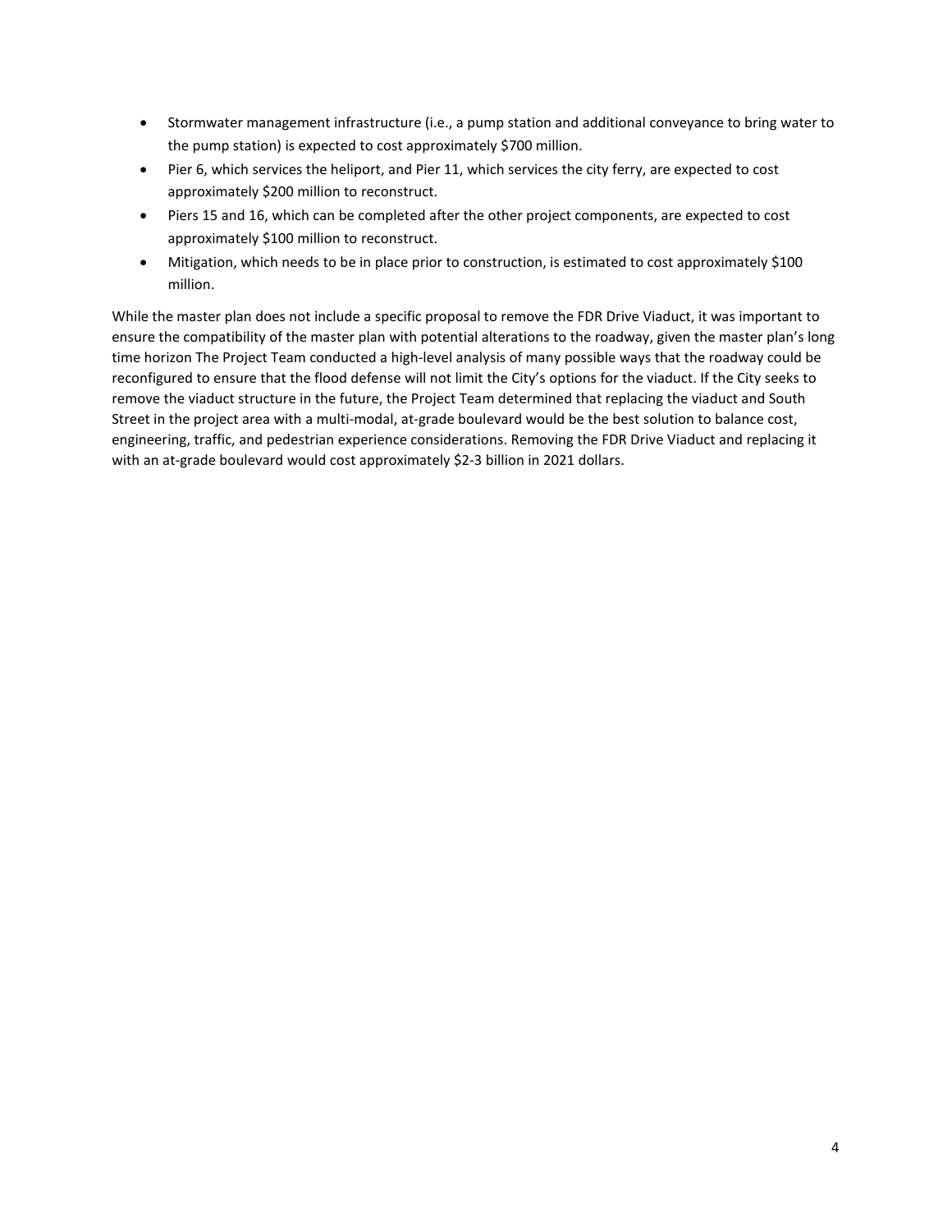- Stormwater management infrastructure (i.e., a pump station and additional conveyance to bring water to the pump station) is expected to cost approximately $700 million.
- Pier 6, which services the heliport, and Pier 11, which services the city ferry, are expected to cost approximately $200 million to reconstruct.
- Piers 15 and 16, which can be completed after the other project components, are expected to cost approximately $100 million to reconstruct.
- Mitigation, which needs to be in place prior to construction, is estimated to cost approximately $100 million.

While the master plan does not include a specific proposal to remove the FDR Drive Viaduct, it was important to ensure the compatibility of the master plan with potential alterations to the roadway, given the master plan's long time horizon The Project Team conducted a high-level analysis of many possible ways that the roadway could be reconfigured to ensure that the flood defense will not limit the City's options for the viaduct. If the City seeks to remove the viaduct structure in the future, the Project Team determined that replacing the viaduct and South Street in the project area with a multi-modal, at-grade boulevard would be the best solution to balance cost, engineering, traffic, and pedestrian experience considerations. Removing the FDR Drive Viaduct and replacing it with an at-grade boulevard would cost approximately $2-3 billion in 2021 dollars.